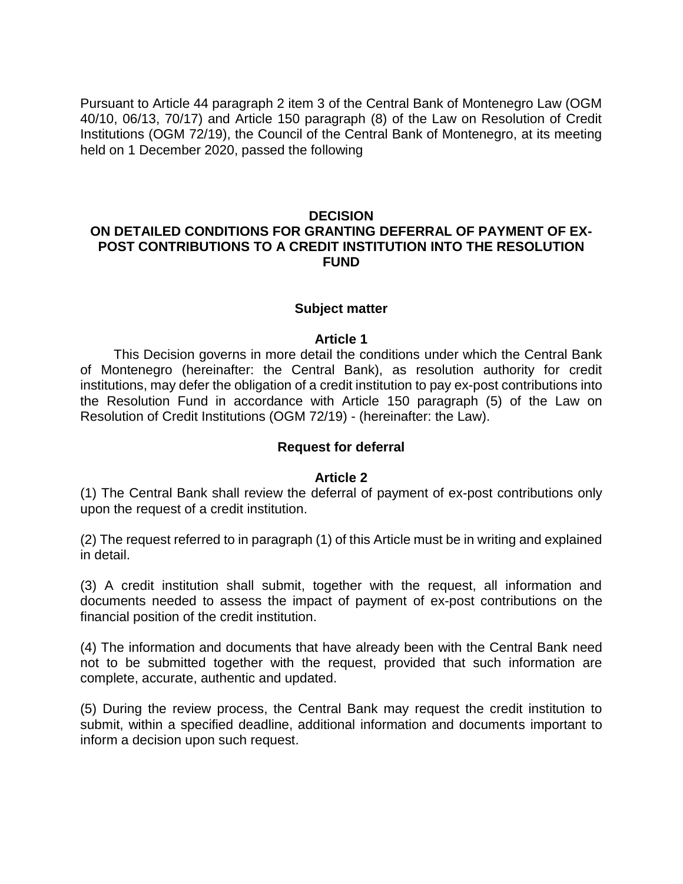Pursuant to Article 44 paragraph 2 item 3 of the Central Bank of Montenegro Law (OGM 40/10, 06/13, 70/17) and Article 150 paragraph (8) of the Law on Resolution of Credit Institutions (OGM 72/19), the Council of the Central Bank of Montenegro, at its meeting held on 1 December 2020, passed the following

# DECISION
# ON DETAILED CONDITIONS FOR GRANTING DEFERRAL OF PAYMENT OF EX-POST CONTRIBUTIONS TO A CREDIT INSTITUTION INTO THE RESOLUTION FUND

## Subject matter

### Article 1

This Decision governs in more detail the conditions under which the Central Bank of Montenegro (hereinafter: the Central Bank), as resolution authority for credit institutions, may defer the obligation of a credit institution to pay ex-post contributions into the Resolution Fund in accordance with Article 150 paragraph (5) of the Law on Resolution of Credit Institutions (OGM 72/19) - (hereinafter: the Law).

## Request for deferral

### Article 2

(1) The Central Bank shall review the deferral of payment of ex-post contributions only upon the request of a credit institution.

(2) The request referred to in paragraph (1) of this Article must be in writing and explained in detail.

(3) A credit institution shall submit, together with the request, all information and documents needed to assess the impact of payment of ex-post contributions on the financial position of the credit institution.

(4) The information and documents that have already been with the Central Bank need not to be submitted together with the request, provided that such information are complete, accurate, authentic and updated.

(5) During the review process, the Central Bank may request the credit institution to submit, within a specified deadline, additional information and documents important to inform a decision upon such request.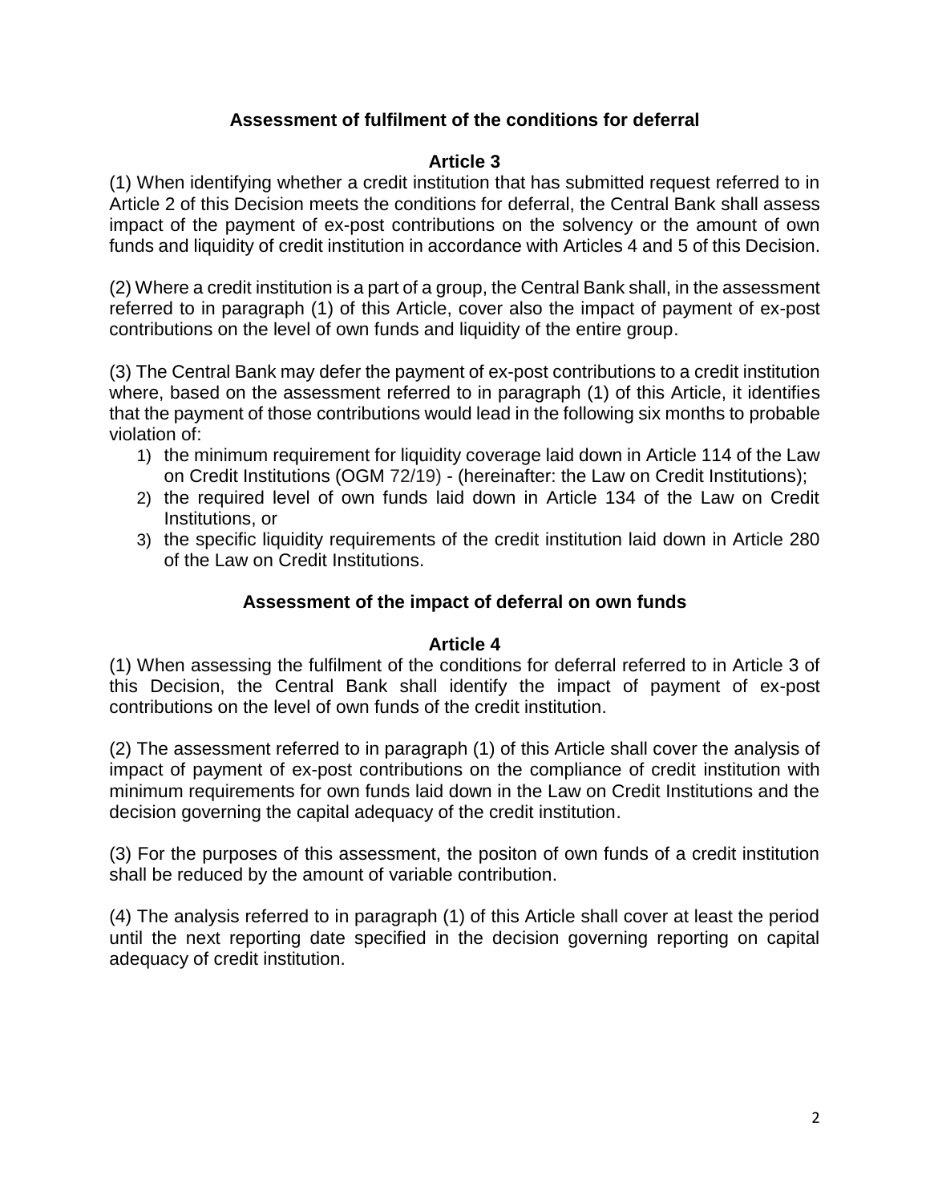## Assessment of fulfilment of the conditions for deferral

### Article 3

(1) When identifying whether a credit institution that has submitted request referred to in Article 2 of this Decision meets the conditions for deferral, the Central Bank shall assess impact of the payment of ex-post contributions on the solvency or the amount of own funds and liquidity of credit institution in accordance with Articles 4 and 5 of this Decision.

(2) Where a credit institution is a part of a group, the Central Bank shall, in the assessment referred to in paragraph (1) of this Article, cover also the impact of payment of ex-post contributions on the level of own funds and liquidity of the entire group.

(3) The Central Bank may defer the payment of ex-post contributions to a credit institution where, based on the assessment referred to in paragraph (1) of this Article, it identifies that the payment of those contributions would lead in the following six months to probable violation of:

1) the minimum requirement for liquidity coverage laid down in Article 114 of the Law on Credit Institutions (OGM 72/19) - (hereinafter: the Law on Credit Institutions);
2) the required level of own funds laid down in Article 134 of the Law on Credit Institutions, or
3) the specific liquidity requirements of the credit institution laid down in Article 280 of the Law on Credit Institutions.

## Assessment of the impact of deferral on own funds

### Article 4

(1) When assessing the fulfilment of the conditions for deferral referred to in Article 3 of this Decision, the Central Bank shall identify the impact of payment of ex-post contributions on the level of own funds of the credit institution.

(2) The assessment referred to in paragraph (1) of this Article shall cover the analysis of impact of payment of ex-post contributions on the compliance of credit institution with minimum requirements for own funds laid down in the Law on Credit Institutions and the decision governing the capital adequacy of the credit institution.

(3) For the purposes of this assessment, the positon of own funds of a credit institution shall be reduced by the amount of variable contribution.

(4) The analysis referred to in paragraph (1) of this Article shall cover at least the period until the next reporting date specified in the decision governing reporting on capital adequacy of credit institution.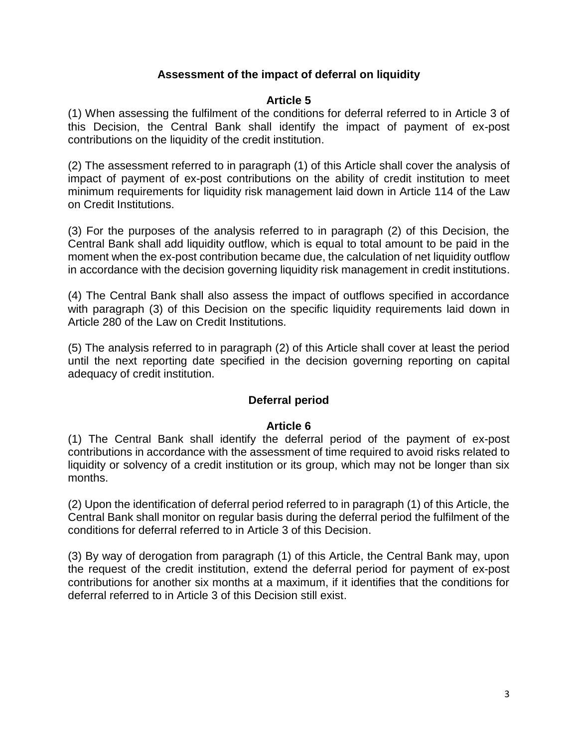## Assessment of the impact of deferral on liquidity

### Article 5

(1) When assessing the fulfilment of the conditions for deferral referred to in Article 3 of this Decision, the Central Bank shall identify the impact of payment of ex-post contributions on the liquidity of the credit institution.

(2) The assessment referred to in paragraph (1) of this Article shall cover the analysis of impact of payment of ex-post contributions on the ability of credit institution to meet minimum requirements for liquidity risk management laid down in Article 114 of the Law on Credit Institutions.

(3) For the purposes of the analysis referred to in paragraph (2) of this Decision, the Central Bank shall add liquidity outflow, which is equal to total amount to be paid in the moment when the ex-post contribution became due, the calculation of net liquidity outflow in accordance with the decision governing liquidity risk management in credit institutions.

(4) The Central Bank shall also assess the impact of outflows specified in accordance with paragraph (3) of this Decision on the specific liquidity requirements laid down in Article 280 of the Law on Credit Institutions.

(5) The analysis referred to in paragraph (2) of this Article shall cover at least the period until the next reporting date specified in the decision governing reporting on capital adequacy of credit institution.

## Deferral period

### Article 6

(1) The Central Bank shall identify the deferral period of the payment of ex-post contributions in accordance with the assessment of time required to avoid risks related to liquidity or solvency of a credit institution or its group, which may not be longer than six months.

(2) Upon the identification of deferral period referred to in paragraph (1) of this Article, the Central Bank shall monitor on regular basis during the deferral period the fulfilment of the conditions for deferral referred to in Article 3 of this Decision.

(3) By way of derogation from paragraph (1) of this Article, the Central Bank may, upon the request of the credit institution, extend the deferral period for payment of ex-post contributions for another six months at a maximum, if it identifies that the conditions for deferral referred to in Article 3 of this Decision still exist.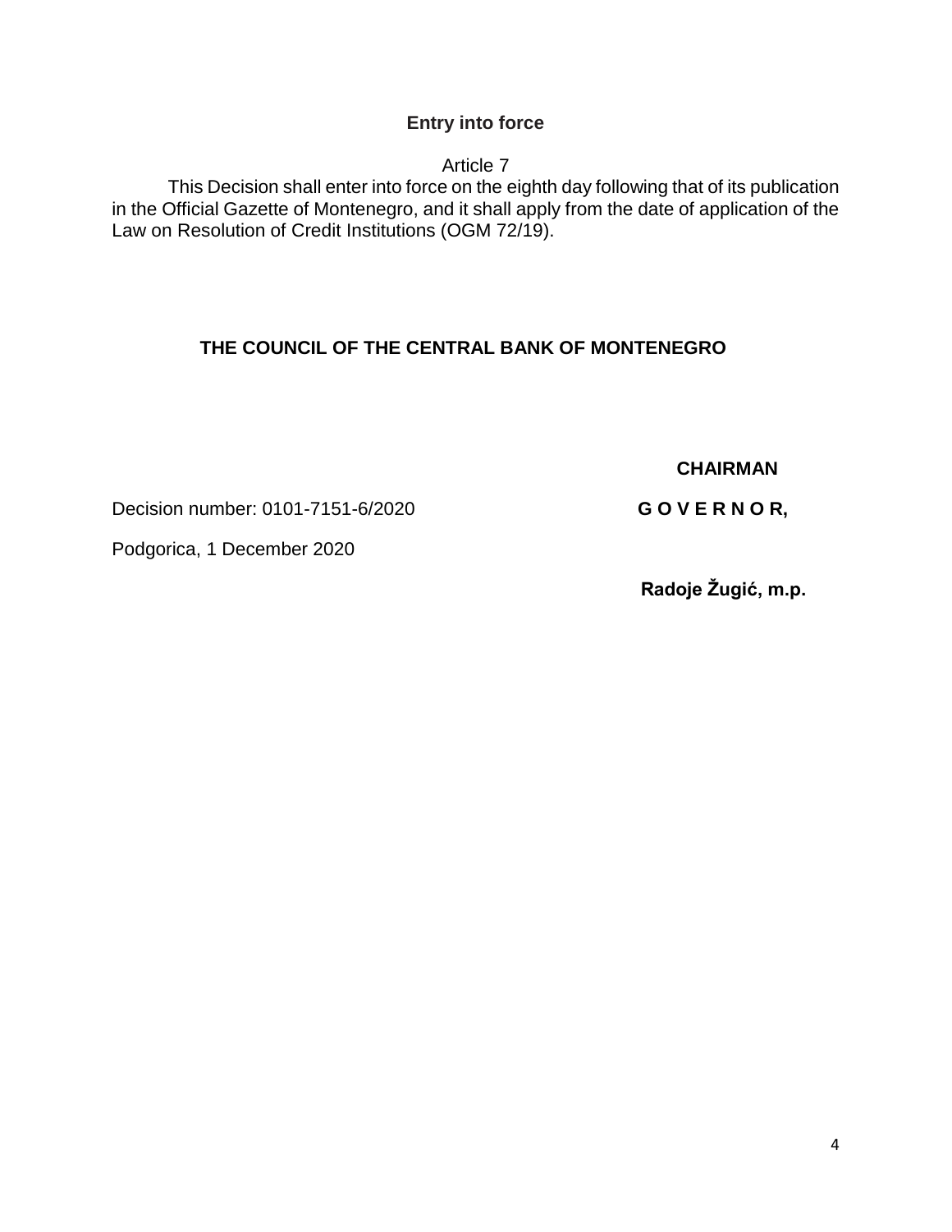**Entry into force**

Article 7

This Decision shall enter into force on the eighth day following that of its publication in the Official Gazette of Montenegro, and it shall apply from the date of application of the Law on Resolution of Credit Institutions (OGM 72/19).

**THE COUNCIL OF THE CENTRAL BANK OF MONTENEGRO**

**CHAIRMAN**

Decision number: 0101-7151-6/2020

**G O V E R N O R,**

Podgorica, 1 December 2020

**Radoje Žugić, m.p.**